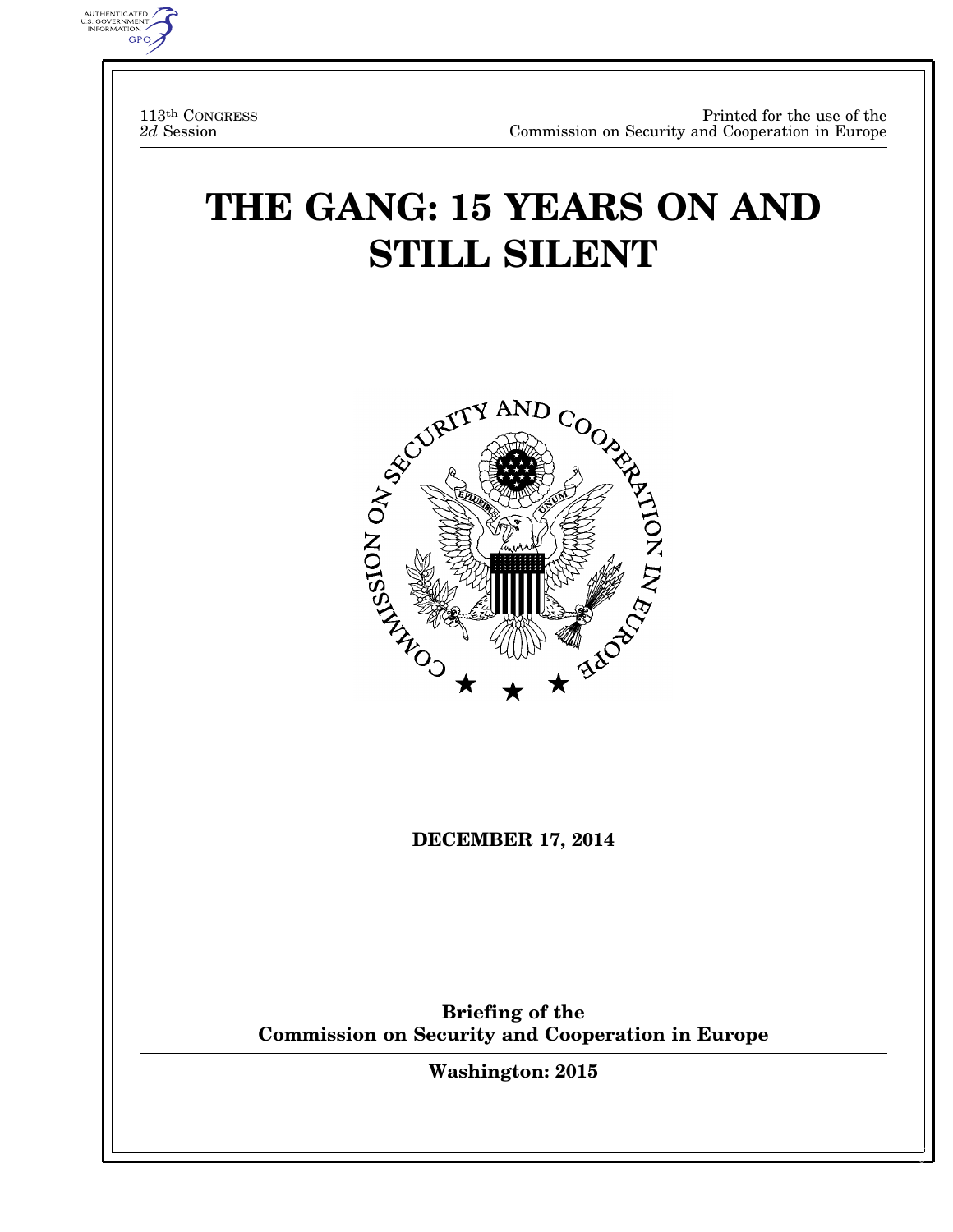113th CONGRESS
*2d* Session

Printed for the use of the
Commission on Security and Cooperation in Europe

# THE GANG: 15 YEARS ON AND STILL SILENT

**DECEMBER 17, 2014**

**Briefing of the**
**Commission on Security and Cooperation in Europe**

**Washington: 2015**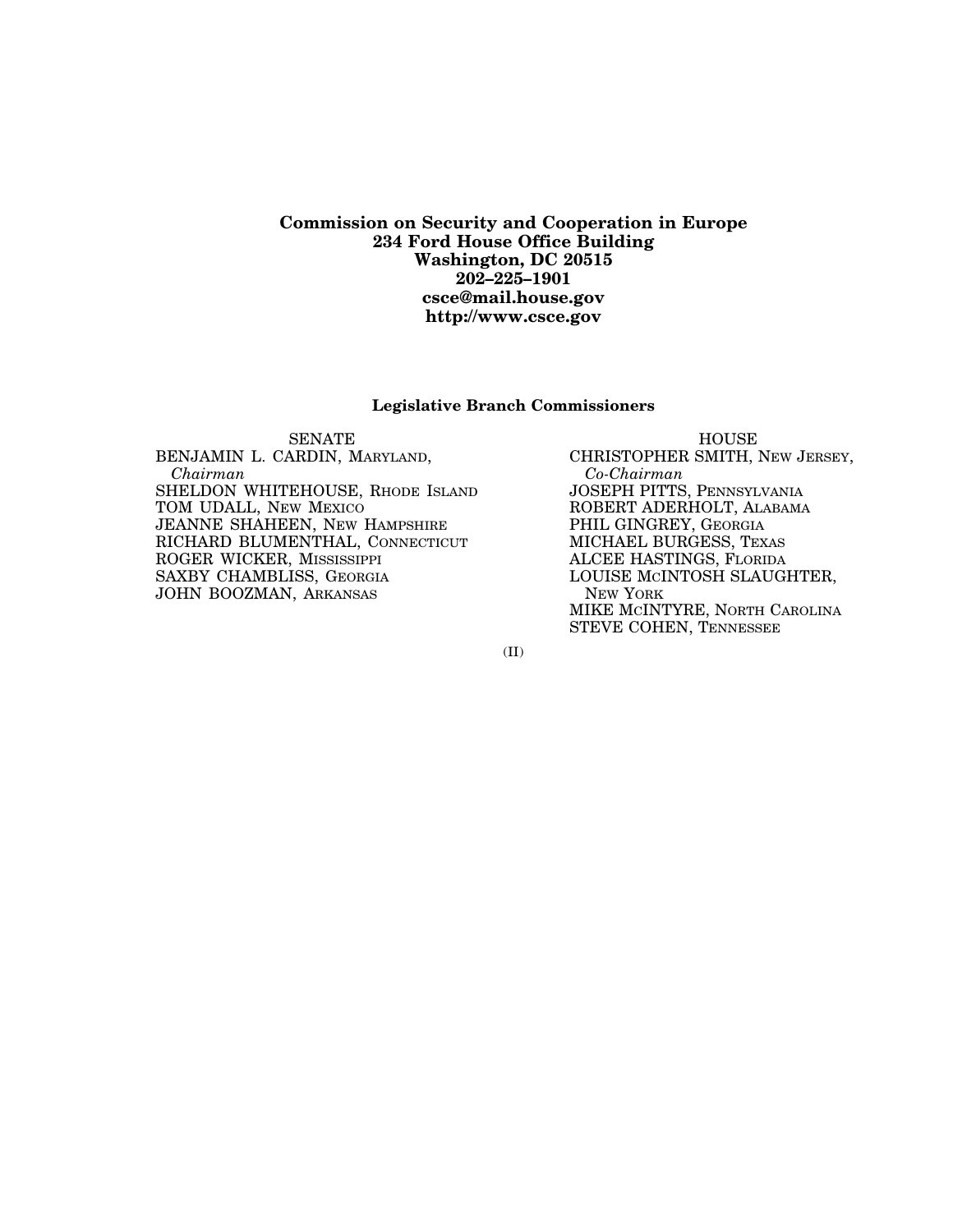**Commission on Security and Cooperation in Europe**
**234 Ford House Office Building**
**Washington, DC 20515**
**202–225–1901**
**csce@mail.house.gov**
**http://www.csce.gov**

## Legislative Branch Commissioners

SENATE

BENJAMIN L. CARDIN, MARYLAND, *Chairman*
SHELDON WHITEHOUSE, RHODE ISLAND
TOM UDALL, NEW MEXICO
JEANNE SHAHEEN, NEW HAMPSHIRE
RICHARD BLUMENTHAL, CONNECTICUT
ROGER WICKER, MISSISSIPPI
SAXBY CHAMBLISS, GEORGIA
JOHN BOOZMAN, ARKANSAS

HOUSE

CHRISTOPHER SMITH, NEW JERSEY, *Co-Chairman*
JOSEPH PITTS, PENNSYLVANIA
ROBERT ADERHOLT, ALABAMA
PHIL GINGREY, GEORGIA
MICHAEL BURGESS, TEXAS
ALCEE HASTINGS, FLORIDA
LOUISE MCINTOSH SLAUGHTER, NEW YORK
MIKE MCINTYRE, NORTH CAROLINA
STEVE COHEN, TENNESSEE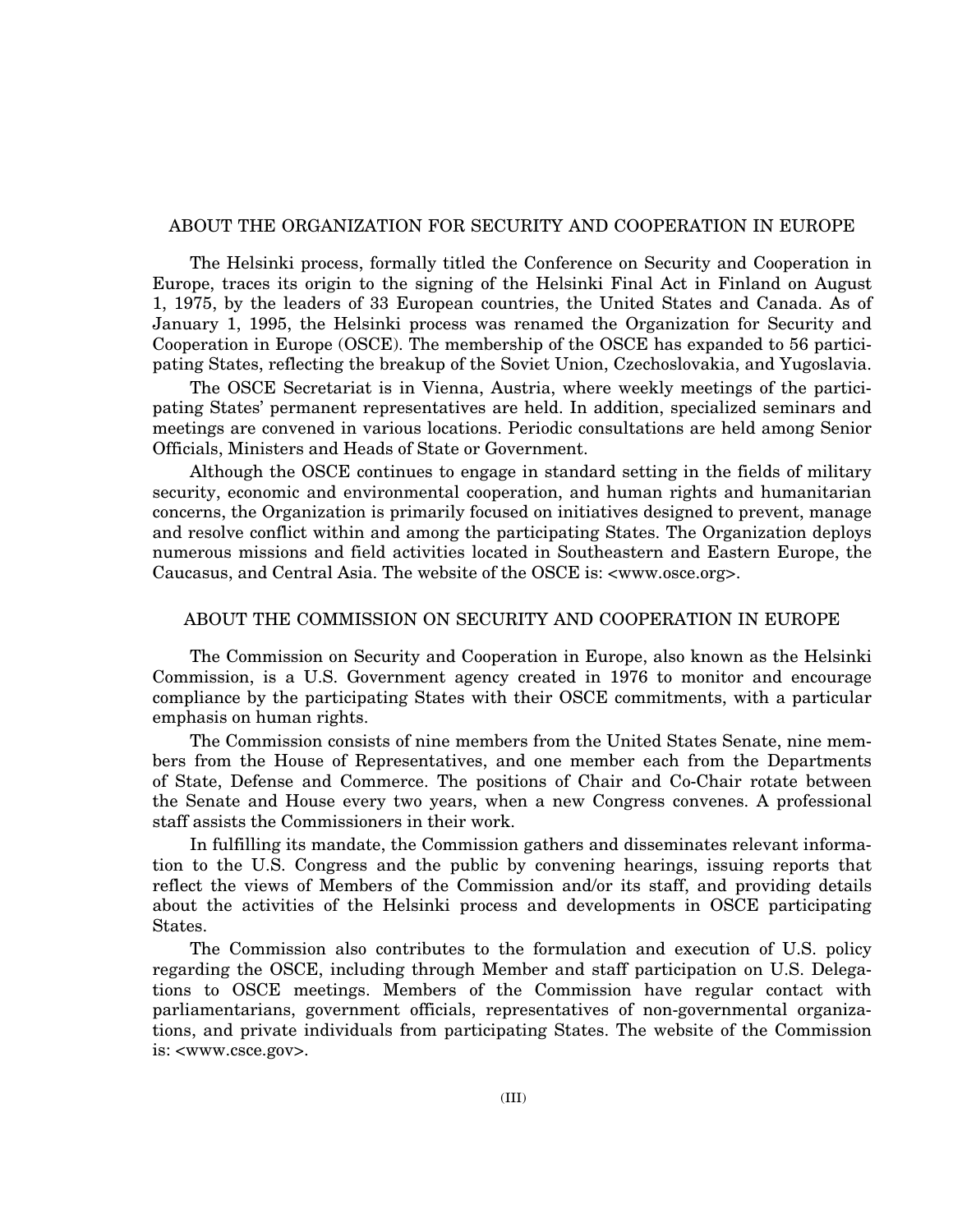## ABOUT THE ORGANIZATION FOR SECURITY AND COOPERATION IN EUROPE

The Helsinki process, formally titled the Conference on Security and Cooperation in Europe, traces its origin to the signing of the Helsinki Final Act in Finland on August 1, 1975, by the leaders of 33 European countries, the United States and Canada. As of January 1, 1995, the Helsinki process was renamed the Organization for Security and Cooperation in Europe (OSCE). The membership of the OSCE has expanded to 56 participating States, reflecting the breakup of the Soviet Union, Czechoslovakia, and Yugoslavia.

The OSCE Secretariat is in Vienna, Austria, where weekly meetings of the participating States' permanent representatives are held. In addition, specialized seminars and meetings are convened in various locations. Periodic consultations are held among Senior Officials, Ministers and Heads of State or Government.

Although the OSCE continues to engage in standard setting in the fields of military security, economic and environmental cooperation, and human rights and humanitarian concerns, the Organization is primarily focused on initiatives designed to prevent, manage and resolve conflict within and among the participating States. The Organization deploys numerous missions and field activities located in Southeastern and Eastern Europe, the Caucasus, and Central Asia. The website of the OSCE is: <www.osce.org>.

## ABOUT THE COMMISSION ON SECURITY AND COOPERATION IN EUROPE

The Commission on Security and Cooperation in Europe, also known as the Helsinki Commission, is a U.S. Government agency created in 1976 to monitor and encourage compliance by the participating States with their OSCE commitments, with a particular emphasis on human rights.

The Commission consists of nine members from the United States Senate, nine members from the House of Representatives, and one member each from the Departments of State, Defense and Commerce. The positions of Chair and Co-Chair rotate between the Senate and House every two years, when a new Congress convenes. A professional staff assists the Commissioners in their work.

In fulfilling its mandate, the Commission gathers and disseminates relevant information to the U.S. Congress and the public by convening hearings, issuing reports that reflect the views of Members of the Commission and/or its staff, and providing details about the activities of the Helsinki process and developments in OSCE participating States.

The Commission also contributes to the formulation and execution of U.S. policy regarding the OSCE, including through Member and staff participation on U.S. Delegations to OSCE meetings. Members of the Commission have regular contact with parliamentarians, government officials, representatives of non-governmental organizations, and private individuals from participating States. The website of the Commission is: <www.csce.gov>.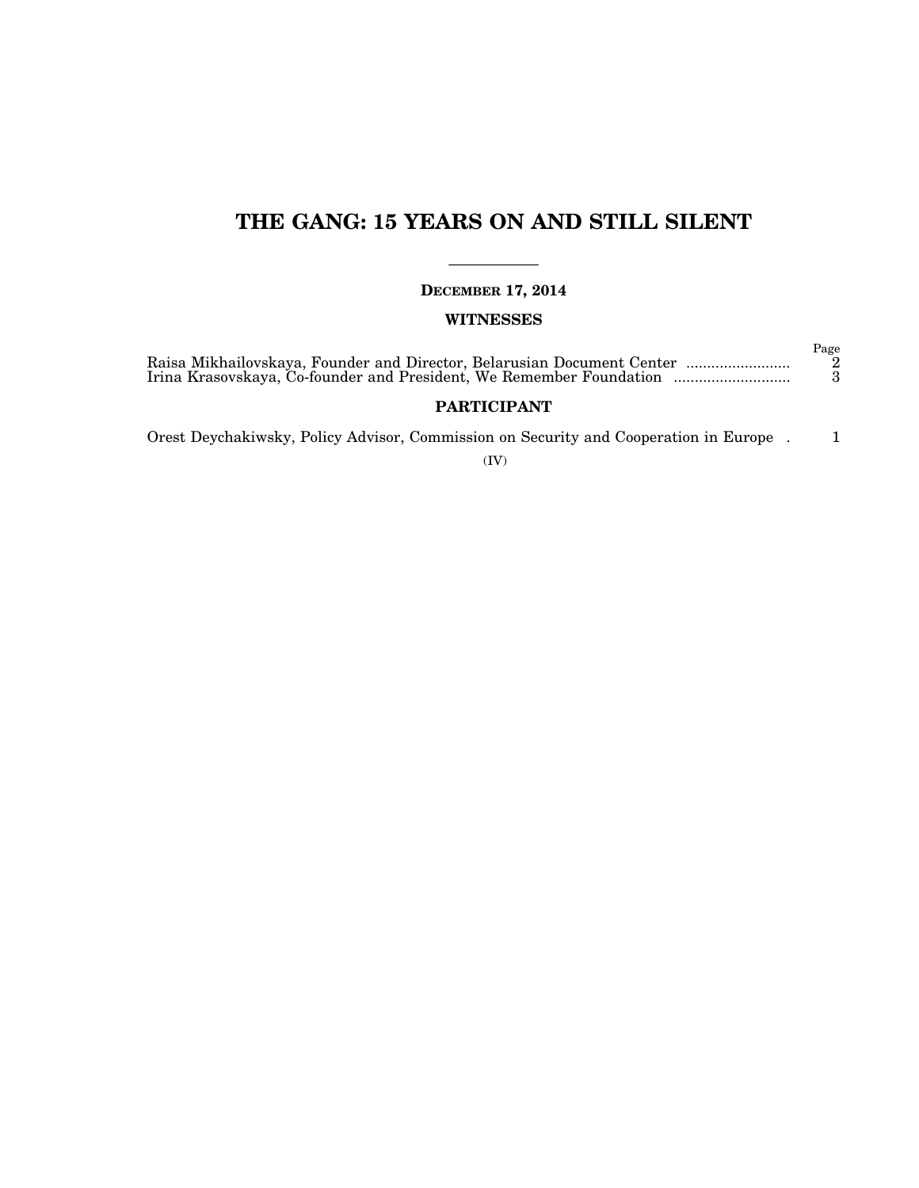# THE GANG: 15 YEARS ON AND STILL SILENT

**DECEMBER 17, 2014**

## WITNESSES

| | Page |
|---|---|
| Raisa Mikhailovskaya, Founder and Director, Belarusian Document Center | 2 |
| Irina Krasovskaya, Co-founder and President, We Remember Foundation | 3 |

## PARTICIPANT

| | |
|---|---|
| Orest Deychakiwsky, Policy Advisor, Commission on Security and Cooperation in Europe | 1 |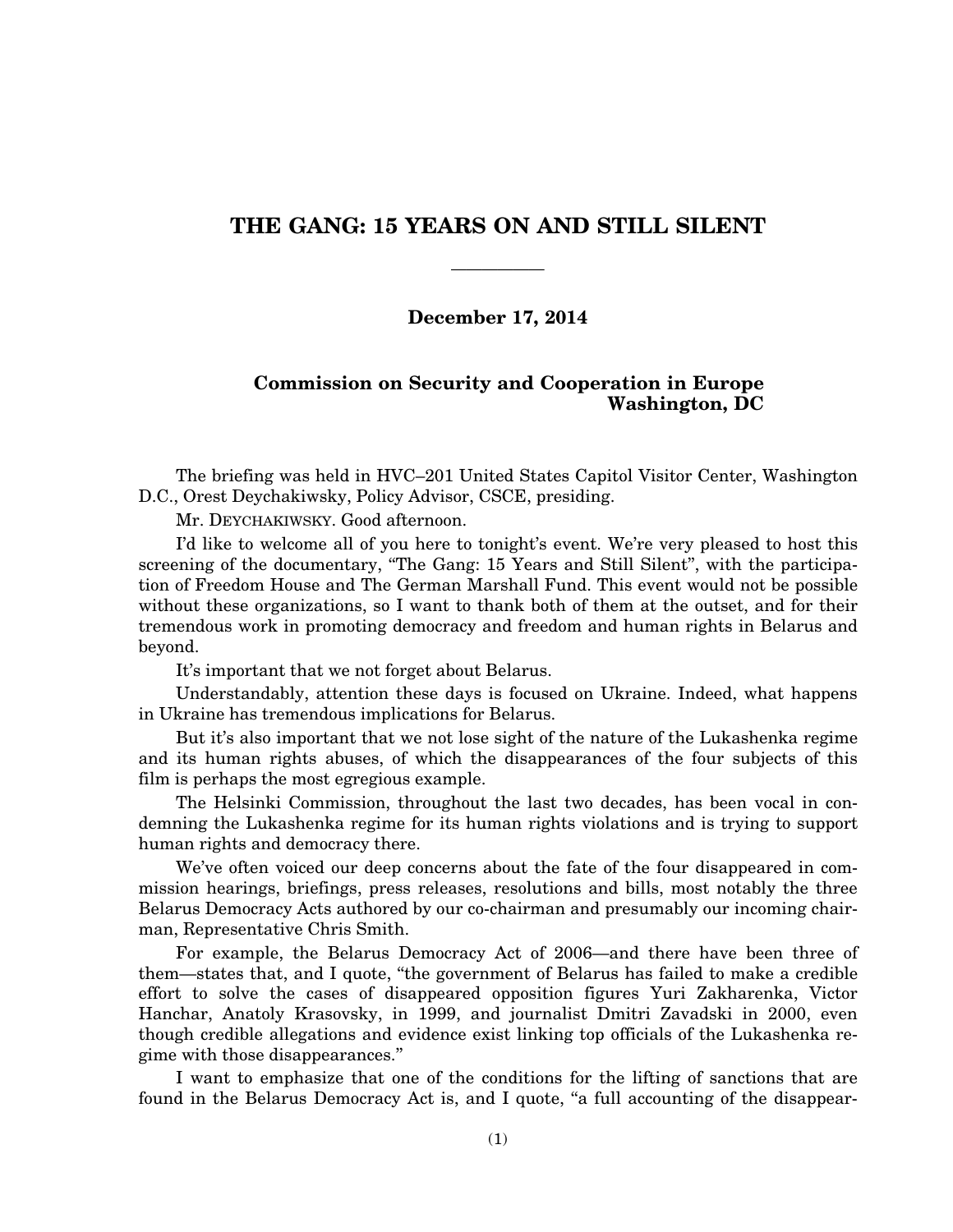# THE GANG: 15 YEARS ON AND STILL SILENT

**December 17, 2014**

**Commission on Security and Cooperation in Europe**
**Washington, DC**

The briefing was held in HVC–201 United States Capitol Visitor Center, Washington D.C., Orest Deychakiwsky, Policy Advisor, CSCE, presiding.

Mr. DEYCHAKIWSKY. Good afternoon.

I'd like to welcome all of you here to tonight's event. We're very pleased to host this screening of the documentary, "The Gang: 15 Years and Still Silent", with the participation of Freedom House and The German Marshall Fund. This event would not be possible without these organizations, so I want to thank both of them at the outset, and for their tremendous work in promoting democracy and freedom and human rights in Belarus and beyond.

It's important that we not forget about Belarus.

Understandably, attention these days is focused on Ukraine. Indeed, what happens in Ukraine has tremendous implications for Belarus.

But it's also important that we not lose sight of the nature of the Lukashenka regime and its human rights abuses, of which the disappearances of the four subjects of this film is perhaps the most egregious example.

The Helsinki Commission, throughout the last two decades, has been vocal in condemning the Lukashenka regime for its human rights violations and is trying to support human rights and democracy there.

We've often voiced our deep concerns about the fate of the four disappeared in commission hearings, briefings, press releases, resolutions and bills, most notably the three Belarus Democracy Acts authored by our co-chairman and presumably our incoming chairman, Representative Chris Smith.

For example, the Belarus Democracy Act of 2006—and there have been three of them—states that, and I quote, "the government of Belarus has failed to make a credible effort to solve the cases of disappeared opposition figures Yuri Zakharenka, Victor Hanchar, Anatoly Krasovsky, in 1999, and journalist Dmitri Zavadski in 2000, even though credible allegations and evidence exist linking top officials of the Lukashenka regime with those disappearances."

I want to emphasize that one of the conditions for the lifting of sanctions that are found in the Belarus Democracy Act is, and I quote, "a full accounting of the disappear-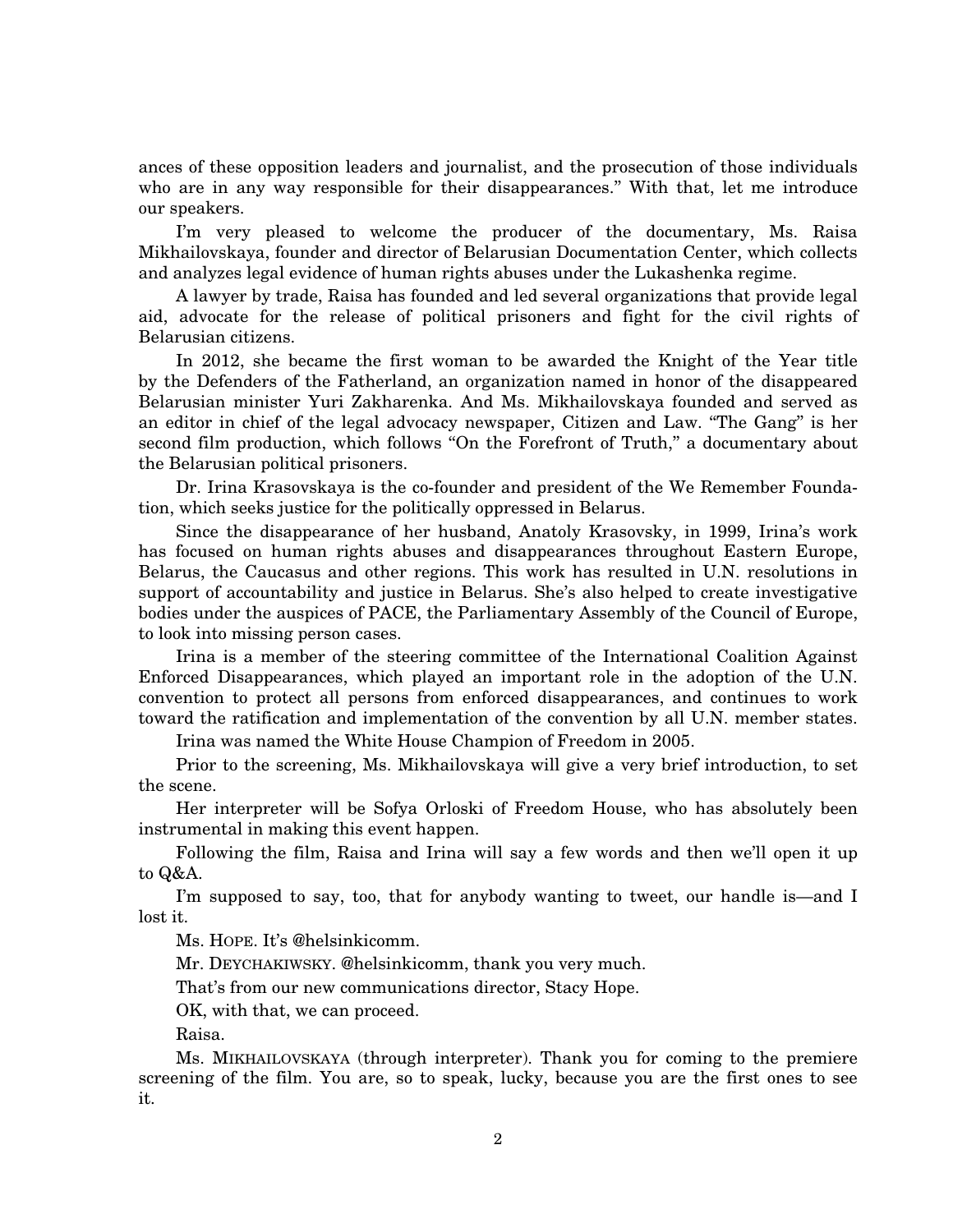ances of these opposition leaders and journalist, and the prosecution of those individuals who are in any way responsible for their disappearances." With that, let me introduce our speakers.

I'm very pleased to welcome the producer of the documentary, Ms. Raisa Mikhailovskaya, founder and director of Belarusian Documentation Center, which collects and analyzes legal evidence of human rights abuses under the Lukashenka regime.

A lawyer by trade, Raisa has founded and led several organizations that provide legal aid, advocate for the release of political prisoners and fight for the civil rights of Belarusian citizens.

In 2012, she became the first woman to be awarded the Knight of the Year title by the Defenders of the Fatherland, an organization named in honor of the disappeared Belarusian minister Yuri Zakharenka. And Ms. Mikhailovskaya founded and served as an editor in chief of the legal advocacy newspaper, Citizen and Law. "The Gang" is her second film production, which follows "On the Forefront of Truth," a documentary about the Belarusian political prisoners.

Dr. Irina Krasovskaya is the co-founder and president of the We Remember Foundation, which seeks justice for the politically oppressed in Belarus.

Since the disappearance of her husband, Anatoly Krasovsky, in 1999, Irina's work has focused on human rights abuses and disappearances throughout Eastern Europe, Belarus, the Caucasus and other regions. This work has resulted in U.N. resolutions in support of accountability and justice in Belarus. She's also helped to create investigative bodies under the auspices of PACE, the Parliamentary Assembly of the Council of Europe, to look into missing person cases.

Irina is a member of the steering committee of the International Coalition Against Enforced Disappearances, which played an important role in the adoption of the U.N. convention to protect all persons from enforced disappearances, and continues to work toward the ratification and implementation of the convention by all U.N. member states.

Irina was named the White House Champion of Freedom in 2005.

Prior to the screening, Ms. Mikhailovskaya will give a very brief introduction, to set the scene.

Her interpreter will be Sofya Orloski of Freedom House, who has absolutely been instrumental in making this event happen.

Following the film, Raisa and Irina will say a few words and then we'll open it up to Q&A.

I'm supposed to say, too, that for anybody wanting to tweet, our handle is—and I lost it.

Ms. HOPE. It's @helsinkicomm.

Mr. DEYCHAKIWSKY. @helsinkicomm, thank you very much.

That's from our new communications director, Stacy Hope.

OK, with that, we can proceed.

Raisa.

Ms. MIKHAILOVSKAYA (through interpreter). Thank you for coming to the premiere screening of the film. You are, so to speak, lucky, because you are the first ones to see it.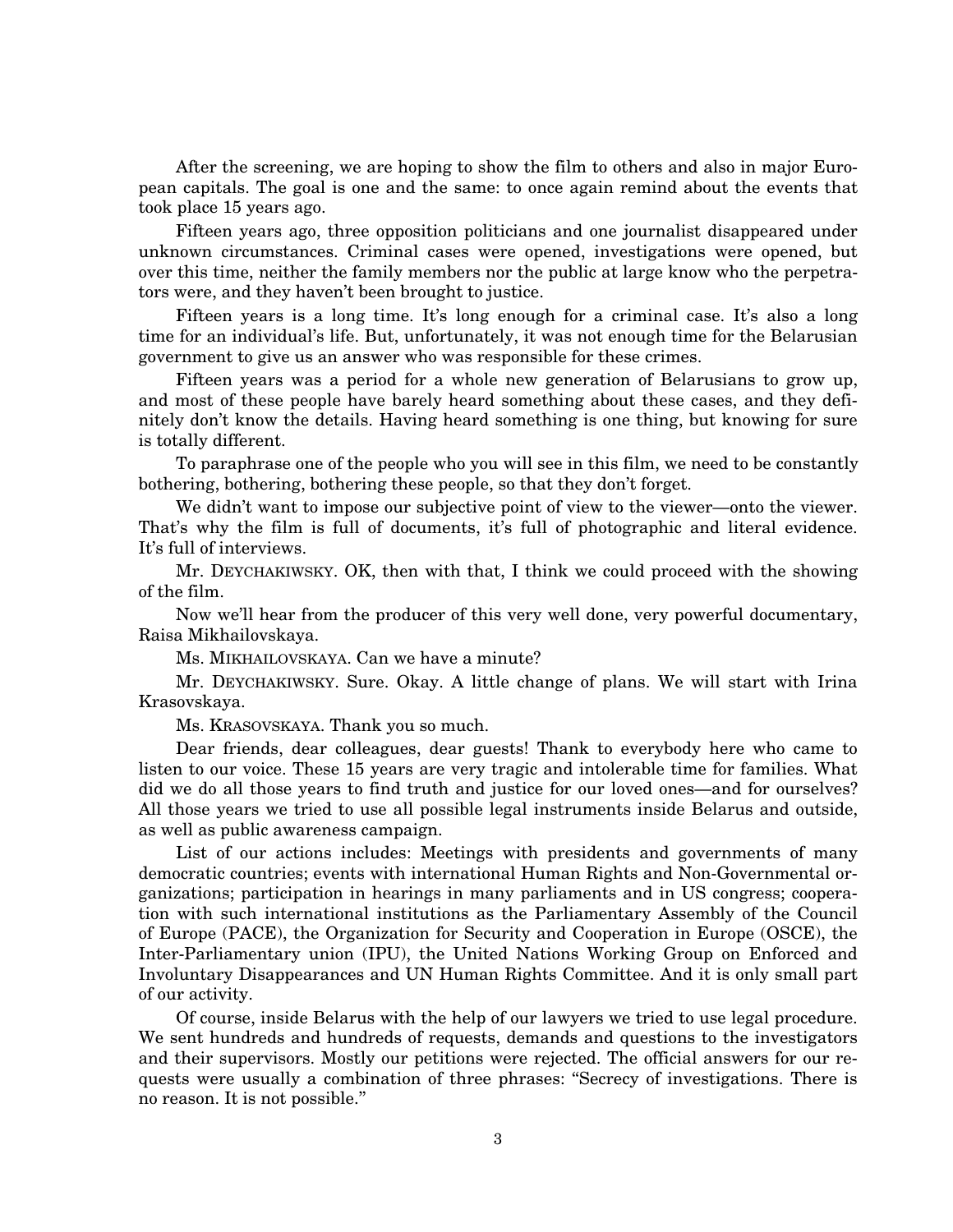After the screening, we are hoping to show the film to others and also in major European capitals. The goal is one and the same: to once again remind about the events that took place 15 years ago.

Fifteen years ago, three opposition politicians and one journalist disappeared under unknown circumstances. Criminal cases were opened, investigations were opened, but over this time, neither the family members nor the public at large know who the perpetrators were, and they haven't been brought to justice.

Fifteen years is a long time. It's long enough for a criminal case. It's also a long time for an individual's life. But, unfortunately, it was not enough time for the Belarusian government to give us an answer who was responsible for these crimes.

Fifteen years was a period for a whole new generation of Belarusians to grow up, and most of these people have barely heard something about these cases, and they definitely don't know the details. Having heard something is one thing, but knowing for sure is totally different.

To paraphrase one of the people who you will see in this film, we need to be constantly bothering, bothering, bothering these people, so that they don't forget.

We didn't want to impose our subjective point of view to the viewer—onto the viewer. That's why the film is full of documents, it's full of photographic and literal evidence. It's full of interviews.

Mr. DEYCHAKIWSKY. OK, then with that, I think we could proceed with the showing of the film.

Now we'll hear from the producer of this very well done, very powerful documentary, Raisa Mikhailovskaya.

Ms. MIKHAILOVSKAYA. Can we have a minute?

Mr. DEYCHAKIWSKY. Sure. Okay. A little change of plans. We will start with Irina Krasovskaya.

Ms. KRASOVSKAYA. Thank you so much.

Dear friends, dear colleagues, dear guests! Thank to everybody here who came to listen to our voice. These 15 years are very tragic and intolerable time for families. What did we do all those years to find truth and justice for our loved ones—and for ourselves? All those years we tried to use all possible legal instruments inside Belarus and outside, as well as public awareness campaign.

List of our actions includes: Meetings with presidents and governments of many democratic countries; events with international Human Rights and Non-Governmental organizations; participation in hearings in many parliaments and in US congress; cooperation with such international institutions as the Parliamentary Assembly of the Council of Europe (PACE), the Organization for Security and Cooperation in Europe (OSCE), the Inter-Parliamentary union (IPU), the United Nations Working Group on Enforced and Involuntary Disappearances and UN Human Rights Committee. And it is only small part of our activity.

Of course, inside Belarus with the help of our lawyers we tried to use legal procedure. We sent hundreds and hundreds of requests, demands and questions to the investigators and their supervisors. Mostly our petitions were rejected. The official answers for our requests were usually a combination of three phrases: "Secrecy of investigations. There is no reason. It is not possible."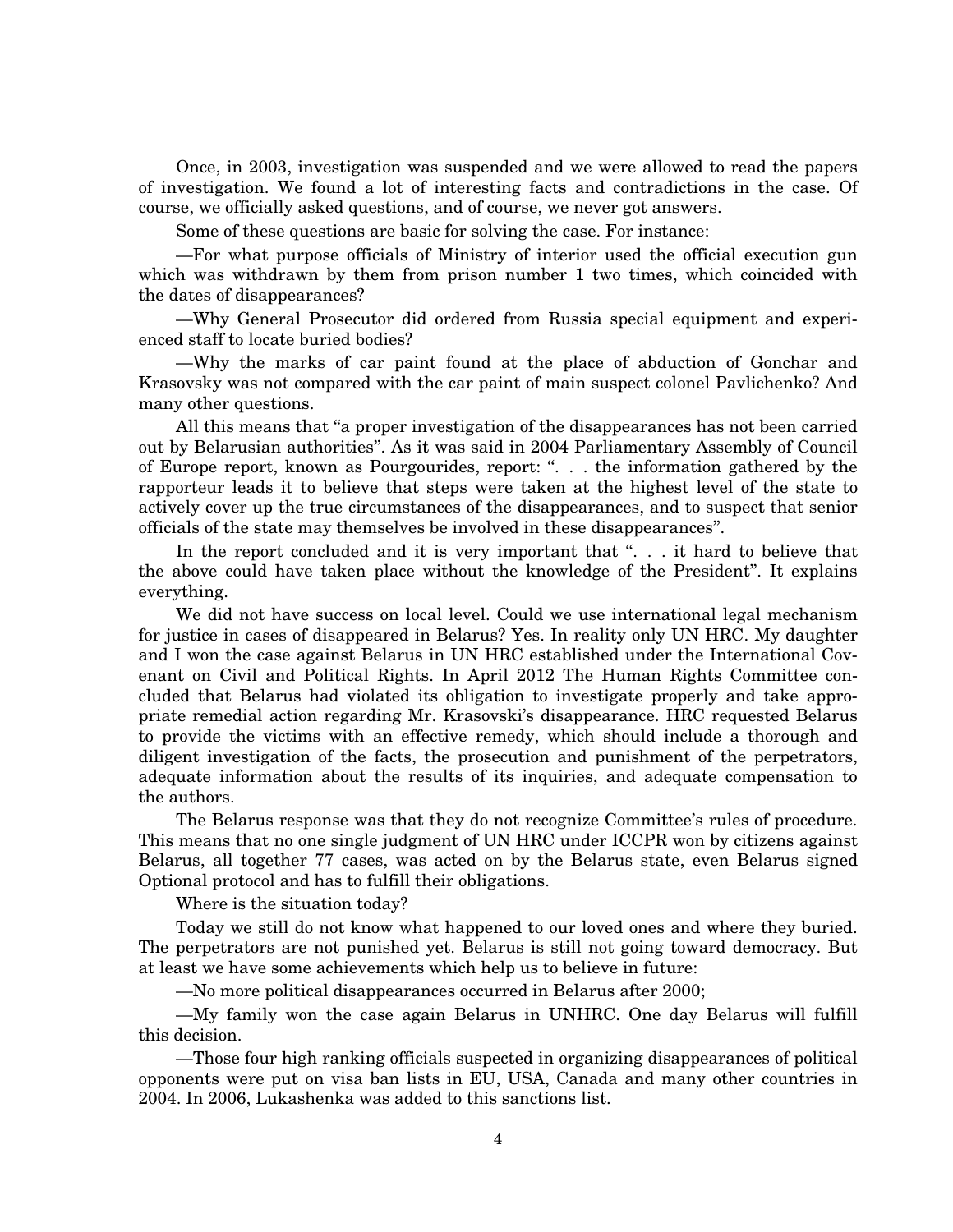Once, in 2003, investigation was suspended and we were allowed to read the papers of investigation. We found a lot of interesting facts and contradictions in the case. Of course, we officially asked questions, and of course, we never got answers.

Some of these questions are basic for solving the case. For instance:

—For what purpose officials of Ministry of interior used the official execution gun which was withdrawn by them from prison number 1 two times, which coincided with the dates of disappearances?

—Why General Prosecutor did ordered from Russia special equipment and experienced staff to locate buried bodies?

—Why the marks of car paint found at the place of abduction of Gonchar and Krasovsky was not compared with the car paint of main suspect colonel Pavlichenko? And many other questions.

All this means that "a proper investigation of the disappearances has not been carried out by Belarusian authorities". As it was said in 2004 Parliamentary Assembly of Council of Europe report, known as Pourgourides, report: ". . . the information gathered by the rapporteur leads it to believe that steps were taken at the highest level of the state to actively cover up the true circumstances of the disappearances, and to suspect that senior officials of the state may themselves be involved in these disappearances".

In the report concluded and it is very important that ". . . it hard to believe that the above could have taken place without the knowledge of the President". It explains everything.

We did not have success on local level. Could we use international legal mechanism for justice in cases of disappeared in Belarus? Yes. In reality only UN HRC. My daughter and I won the case against Belarus in UN HRC established under the International Covenant on Civil and Political Rights. In April 2012 The Human Rights Committee concluded that Belarus had violated its obligation to investigate properly and take appropriate remedial action regarding Mr. Krasovski's disappearance. HRC requested Belarus to provide the victims with an effective remedy, which should include a thorough and diligent investigation of the facts, the prosecution and punishment of the perpetrators, adequate information about the results of its inquiries, and adequate compensation to the authors.

The Belarus response was that they do not recognize Committee's rules of procedure. This means that no one single judgment of UN HRC under ICCPR won by citizens against Belarus, all together 77 cases, was acted on by the Belarus state, even Belarus signed Optional protocol and has to fulfill their obligations.

Where is the situation today?

Today we still do not know what happened to our loved ones and where they buried. The perpetrators are not punished yet. Belarus is still not going toward democracy. But at least we have some achievements which help us to believe in future:

—No more political disappearances occurred in Belarus after 2000;

—My family won the case again Belarus in UNHRC. One day Belarus will fulfill this decision.

—Those four high ranking officials suspected in organizing disappearances of political opponents were put on visa ban lists in EU, USA, Canada and many other countries in 2004. In 2006, Lukashenka was added to this sanctions list.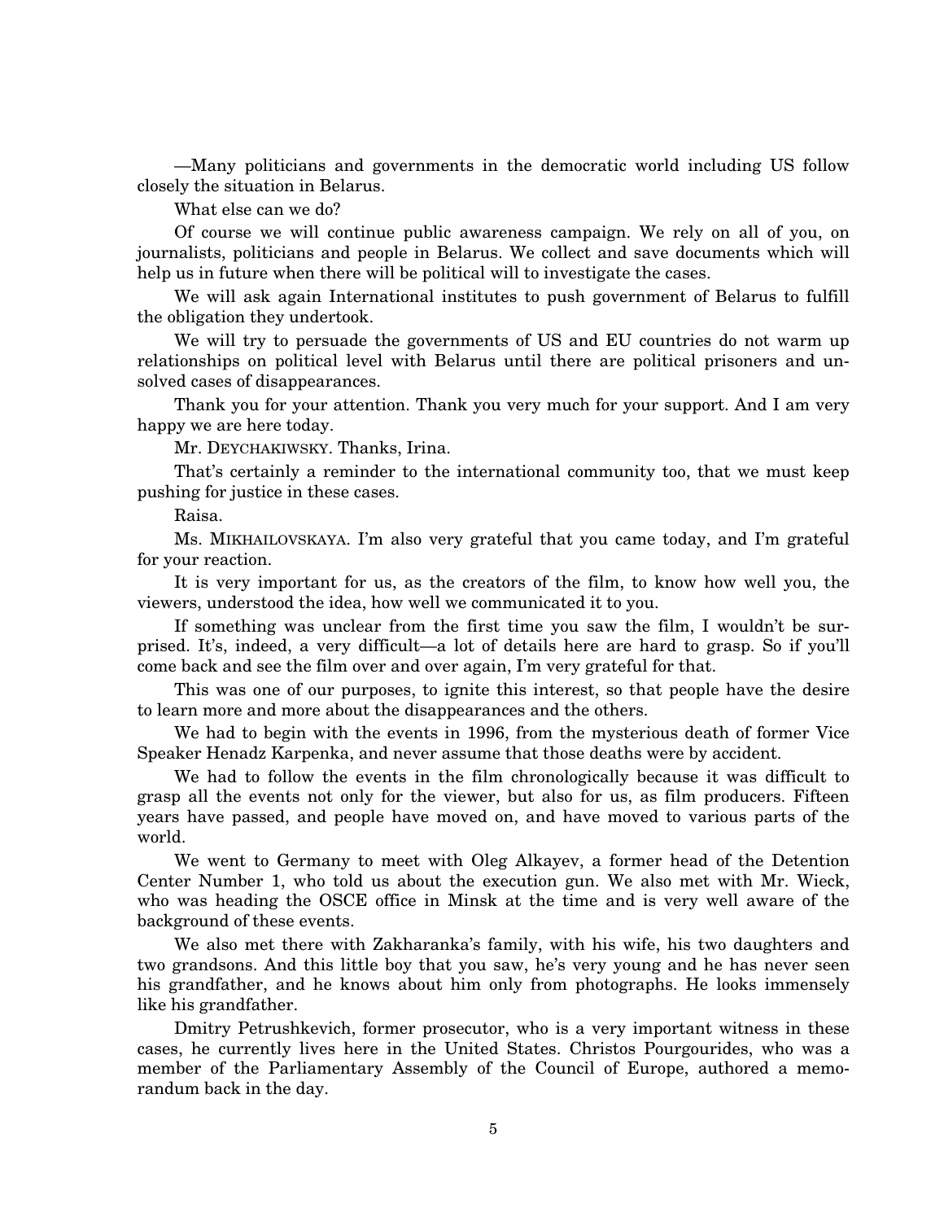—Many politicians and governments in the democratic world including US follow closely the situation in Belarus.

What else can we do?

Of course we will continue public awareness campaign. We rely on all of you, on journalists, politicians and people in Belarus. We collect and save documents which will help us in future when there will be political will to investigate the cases.

We will ask again International institutes to push government of Belarus to fulfill the obligation they undertook.

We will try to persuade the governments of US and EU countries do not warm up relationships on political level with Belarus until there are political prisoners and unsolved cases of disappearances.

Thank you for your attention. Thank you very much for your support. And I am very happy we are here today.

Mr. DEYCHAKIWSKY. Thanks, Irina.

That's certainly a reminder to the international community too, that we must keep pushing for justice in these cases.

Raisa.

Ms. MIKHAILOVSKAYA. I'm also very grateful that you came today, and I'm grateful for your reaction.

It is very important for us, as the creators of the film, to know how well you, the viewers, understood the idea, how well we communicated it to you.

If something was unclear from the first time you saw the film, I wouldn't be surprised. It's, indeed, a very difficult—a lot of details here are hard to grasp. So if you'll come back and see the film over and over again, I'm very grateful for that.

This was one of our purposes, to ignite this interest, so that people have the desire to learn more and more about the disappearances and the others.

We had to begin with the events in 1996, from the mysterious death of former Vice Speaker Henadz Karpenka, and never assume that those deaths were by accident.

We had to follow the events in the film chronologically because it was difficult to grasp all the events not only for the viewer, but also for us, as film producers. Fifteen years have passed, and people have moved on, and have moved to various parts of the world.

We went to Germany to meet with Oleg Alkayev, a former head of the Detention Center Number 1, who told us about the execution gun. We also met with Mr. Wieck, who was heading the OSCE office in Minsk at the time and is very well aware of the background of these events.

We also met there with Zakharanka's family, with his wife, his two daughters and two grandsons. And this little boy that you saw, he's very young and he has never seen his grandfather, and he knows about him only from photographs. He looks immensely like his grandfather.

Dmitry Petrushkevich, former prosecutor, who is a very important witness in these cases, he currently lives here in the United States. Christos Pourgourides, who was a member of the Parliamentary Assembly of the Council of Europe, authored a memorandum back in the day.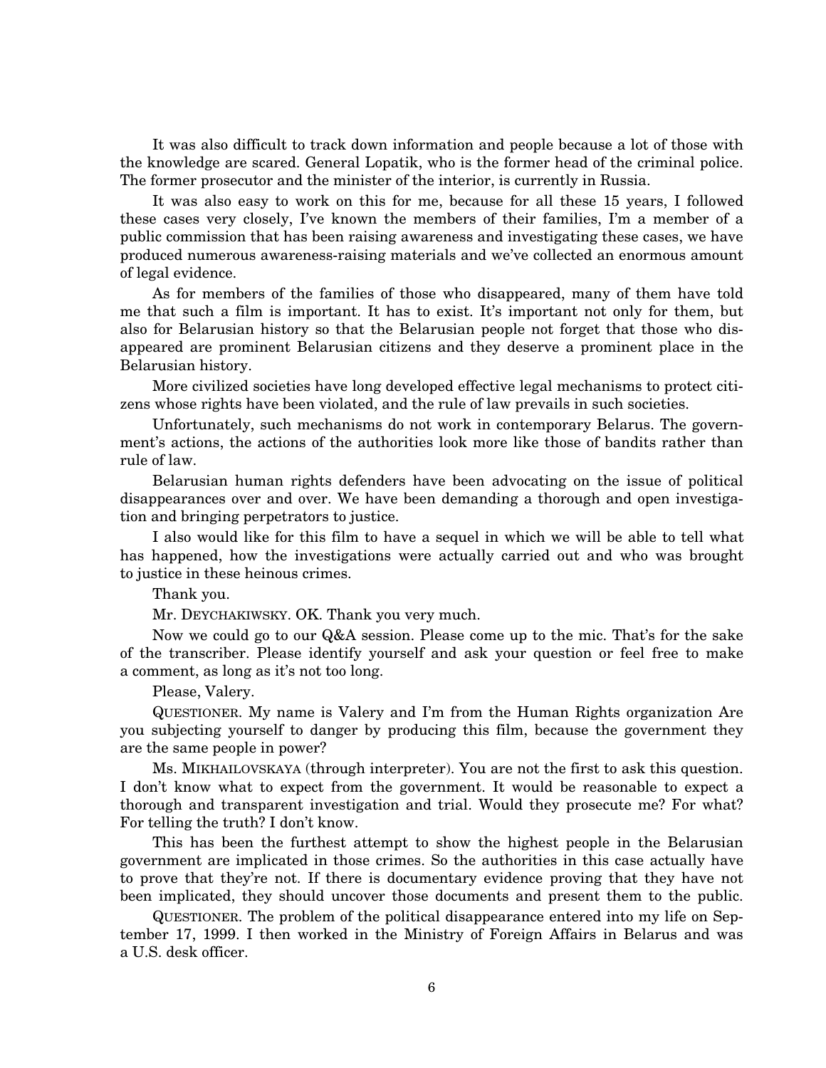It was also difficult to track down information and people because a lot of those with the knowledge are scared. General Lopatik, who is the former head of the criminal police. The former prosecutor and the minister of the interior, is currently in Russia.

It was also easy to work on this for me, because for all these 15 years, I followed these cases very closely, I've known the members of their families, I'm a member of a public commission that has been raising awareness and investigating these cases, we have produced numerous awareness-raising materials and we've collected an enormous amount of legal evidence.

As for members of the families of those who disappeared, many of them have told me that such a film is important. It has to exist. It's important not only for them, but also for Belarusian history so that the Belarusian people not forget that those who disappeared are prominent Belarusian citizens and they deserve a prominent place in the Belarusian history.

More civilized societies have long developed effective legal mechanisms to protect citizens whose rights have been violated, and the rule of law prevails in such societies.

Unfortunately, such mechanisms do not work in contemporary Belarus. The government's actions, the actions of the authorities look more like those of bandits rather than rule of law.

Belarusian human rights defenders have been advocating on the issue of political disappearances over and over. We have been demanding a thorough and open investigation and bringing perpetrators to justice.

I also would like for this film to have a sequel in which we will be able to tell what has happened, how the investigations were actually carried out and who was brought to justice in these heinous crimes.

Thank you.

Mr. DEYCHAKIWSKY. OK. Thank you very much.

Now we could go to our Q&A session. Please come up to the mic. That's for the sake of the transcriber. Please identify yourself and ask your question or feel free to make a comment, as long as it's not too long.

Please, Valery.

QUESTIONER. My name is Valery and I'm from the Human Rights organization Are you subjecting yourself to danger by producing this film, because the government they are the same people in power?

Ms. MIKHAILOVSKAYA (through interpreter). You are not the first to ask this question. I don't know what to expect from the government. It would be reasonable to expect a thorough and transparent investigation and trial. Would they prosecute me? For what? For telling the truth? I don't know.

This has been the furthest attempt to show the highest people in the Belarusian government are implicated in those crimes. So the authorities in this case actually have to prove that they're not. If there is documentary evidence proving that they have not been implicated, they should uncover those documents and present them to the public.

QUESTIONER. The problem of the political disappearance entered into my life on September 17, 1999. I then worked in the Ministry of Foreign Affairs in Belarus and was a U.S. desk officer.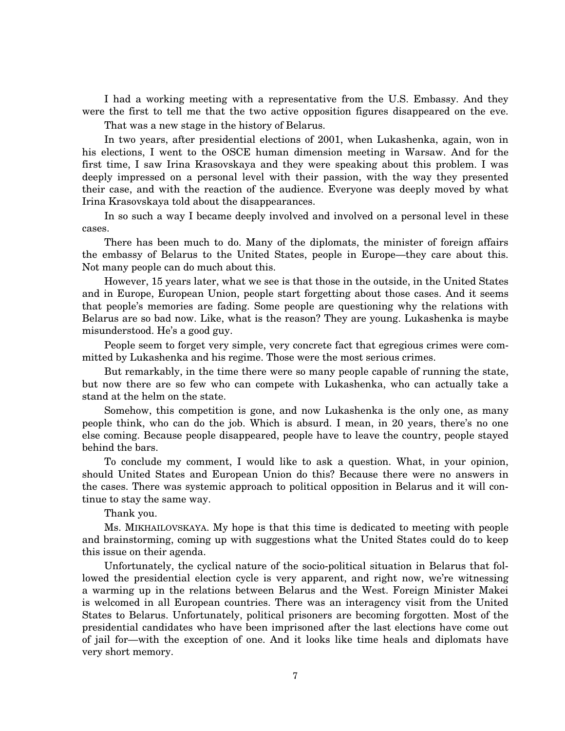I had a working meeting with a representative from the U.S. Embassy. And they were the first to tell me that the two active opposition figures disappeared on the eve.

That was a new stage in the history of Belarus.

In two years, after presidential elections of 2001, when Lukashenka, again, won in his elections, I went to the OSCE human dimension meeting in Warsaw. And for the first time, I saw Irina Krasovskaya and they were speaking about this problem. I was deeply impressed on a personal level with their passion, with the way they presented their case, and with the reaction of the audience. Everyone was deeply moved by what Irina Krasovskaya told about the disappearances.

In so such a way I became deeply involved and involved on a personal level in these cases.

There has been much to do. Many of the diplomats, the minister of foreign affairs the embassy of Belarus to the United States, people in Europe—they care about this. Not many people can do much about this.

However, 15 years later, what we see is that those in the outside, in the United States and in Europe, European Union, people start forgetting about those cases. And it seems that people's memories are fading. Some people are questioning why the relations with Belarus are so bad now. Like, what is the reason? They are young. Lukashenka is maybe misunderstood. He's a good guy.

People seem to forget very simple, very concrete fact that egregious crimes were committed by Lukashenka and his regime. Those were the most serious crimes.

But remarkably, in the time there were so many people capable of running the state, but now there are so few who can compete with Lukashenka, who can actually take a stand at the helm on the state.

Somehow, this competition is gone, and now Lukashenka is the only one, as many people think, who can do the job. Which is absurd. I mean, in 20 years, there's no one else coming. Because people disappeared, people have to leave the country, people stayed behind the bars.

To conclude my comment, I would like to ask a question. What, in your opinion, should United States and European Union do this? Because there were no answers in the cases. There was systemic approach to political opposition in Belarus and it will continue to stay the same way.

Thank you.

Ms. MIKHAILOVSKAYA. My hope is that this time is dedicated to meeting with people and brainstorming, coming up with suggestions what the United States could do to keep this issue on their agenda.

Unfortunately, the cyclical nature of the socio-political situation in Belarus that followed the presidential election cycle is very apparent, and right now, we're witnessing a warming up in the relations between Belarus and the West. Foreign Minister Makei is welcomed in all European countries. There was an interagency visit from the United States to Belarus. Unfortunately, political prisoners are becoming forgotten. Most of the presidential candidates who have been imprisoned after the last elections have come out of jail for—with the exception of one. And it looks like time heals and diplomats have very short memory.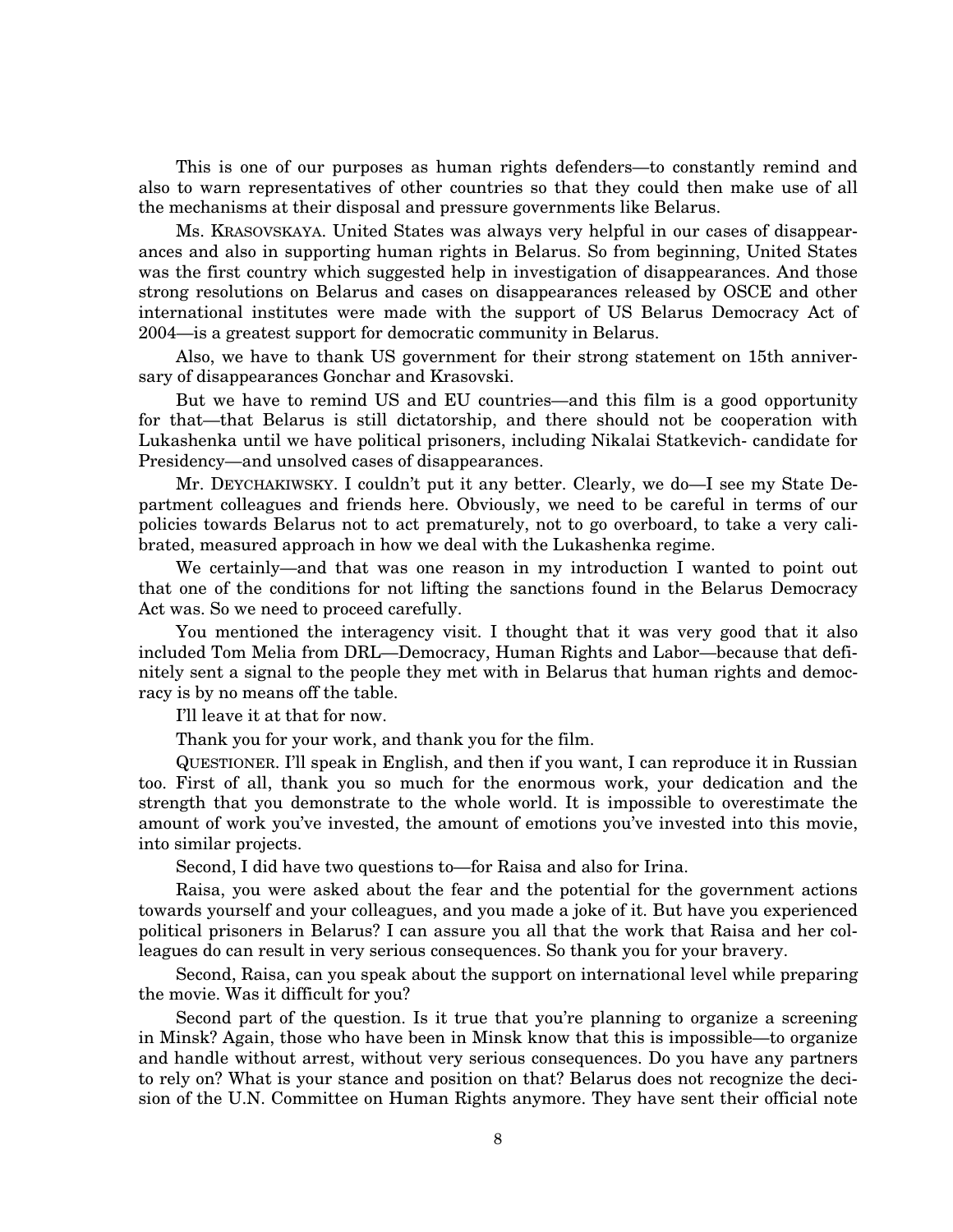This is one of our purposes as human rights defenders—to constantly remind and also to warn representatives of other countries so that they could then make use of all the mechanisms at their disposal and pressure governments like Belarus.

Ms. KRASOVSKAYA. United States was always very helpful in our cases of disappearances and also in supporting human rights in Belarus. So from beginning, United States was the first country which suggested help in investigation of disappearances. And those strong resolutions on Belarus and cases on disappearances released by OSCE and other international institutes were made with the support of US Belarus Democracy Act of 2004—is a greatest support for democratic community in Belarus.

Also, we have to thank US government for their strong statement on 15th anniversary of disappearances Gonchar and Krasovski.

But we have to remind US and EU countries—and this film is a good opportunity for that—that Belarus is still dictatorship, and there should not be cooperation with Lukashenka until we have political prisoners, including Nikalai Statkevich- candidate for Presidency—and unsolved cases of disappearances.

Mr. DEYCHAKIWSKY. I couldn't put it any better. Clearly, we do—I see my State Department colleagues and friends here. Obviously, we need to be careful in terms of our policies towards Belarus not to act prematurely, not to go overboard, to take a very calibrated, measured approach in how we deal with the Lukashenka regime.

We certainly—and that was one reason in my introduction I wanted to point out that one of the conditions for not lifting the sanctions found in the Belarus Democracy Act was. So we need to proceed carefully.

You mentioned the interagency visit. I thought that it was very good that it also included Tom Melia from DRL—Democracy, Human Rights and Labor—because that definitely sent a signal to the people they met with in Belarus that human rights and democracy is by no means off the table.

I'll leave it at that for now.

Thank you for your work, and thank you for the film.

QUESTIONER. I'll speak in English, and then if you want, I can reproduce it in Russian too. First of all, thank you so much for the enormous work, your dedication and the strength that you demonstrate to the whole world. It is impossible to overestimate the amount of work you've invested, the amount of emotions you've invested into this movie, into similar projects.

Second, I did have two questions to—for Raisa and also for Irina.

Raisa, you were asked about the fear and the potential for the government actions towards yourself and your colleagues, and you made a joke of it. But have you experienced political prisoners in Belarus? I can assure you all that the work that Raisa and her colleagues do can result in very serious consequences. So thank you for your bravery.

Second, Raisa, can you speak about the support on international level while preparing the movie. Was it difficult for you?

Second part of the question. Is it true that you're planning to organize a screening in Minsk? Again, those who have been in Minsk know that this is impossible—to organize and handle without arrest, without very serious consequences. Do you have any partners to rely on? What is your stance and position on that? Belarus does not recognize the decision of the U.N. Committee on Human Rights anymore. They have sent their official note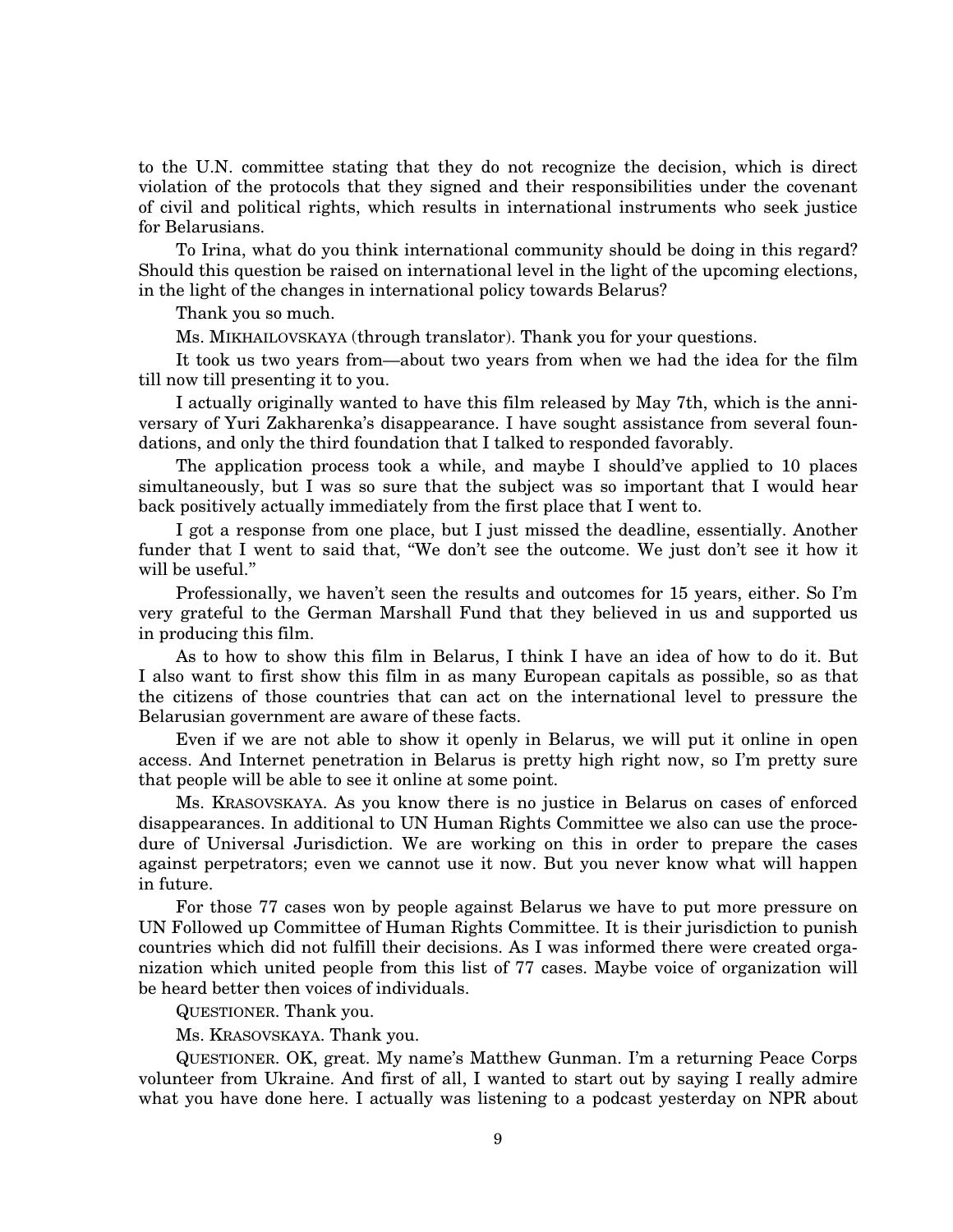to the U.N. committee stating that they do not recognize the decision, which is direct violation of the protocols that they signed and their responsibilities under the covenant of civil and political rights, which results in international instruments who seek justice for Belarusians.

To Irina, what do you think international community should be doing in this regard? Should this question be raised on international level in the light of the upcoming elections, in the light of the changes in international policy towards Belarus?

Thank you so much.

Ms. MIKHAILOVSKAYA (through translator). Thank you for your questions.

It took us two years from—about two years from when we had the idea for the film till now till presenting it to you.

I actually originally wanted to have this film released by May 7th, which is the anniversary of Yuri Zakharenka's disappearance. I have sought assistance from several foundations, and only the third foundation that I talked to responded favorably.

The application process took a while, and maybe I should've applied to 10 places simultaneously, but I was so sure that the subject was so important that I would hear back positively actually immediately from the first place that I went to.

I got a response from one place, but I just missed the deadline, essentially. Another funder that I went to said that, "We don't see the outcome. We just don't see it how it will be useful."

Professionally, we haven't seen the results and outcomes for 15 years, either. So I'm very grateful to the German Marshall Fund that they believed in us and supported us in producing this film.

As to how to show this film in Belarus, I think I have an idea of how to do it. But I also want to first show this film in as many European capitals as possible, so as that the citizens of those countries that can act on the international level to pressure the Belarusian government are aware of these facts.

Even if we are not able to show it openly in Belarus, we will put it online in open access. And Internet penetration in Belarus is pretty high right now, so I'm pretty sure that people will be able to see it online at some point.

Ms. KRASOVSKAYA. As you know there is no justice in Belarus on cases of enforced disappearances. In additional to UN Human Rights Committee we also can use the procedure of Universal Jurisdiction. We are working on this in order to prepare the cases against perpetrators; even we cannot use it now. But you never know what will happen in future.

For those 77 cases won by people against Belarus we have to put more pressure on UN Followed up Committee of Human Rights Committee. It is their jurisdiction to punish countries which did not fulfill their decisions. As I was informed there were created organization which united people from this list of 77 cases. Maybe voice of organization will be heard better then voices of individuals.

QUESTIONER. Thank you.

Ms. KRASOVSKAYA. Thank you.

QUESTIONER. OK, great. My name's Matthew Gunman. I'm a returning Peace Corps volunteer from Ukraine. And first of all, I wanted to start out by saying I really admire what you have done here. I actually was listening to a podcast yesterday on NPR about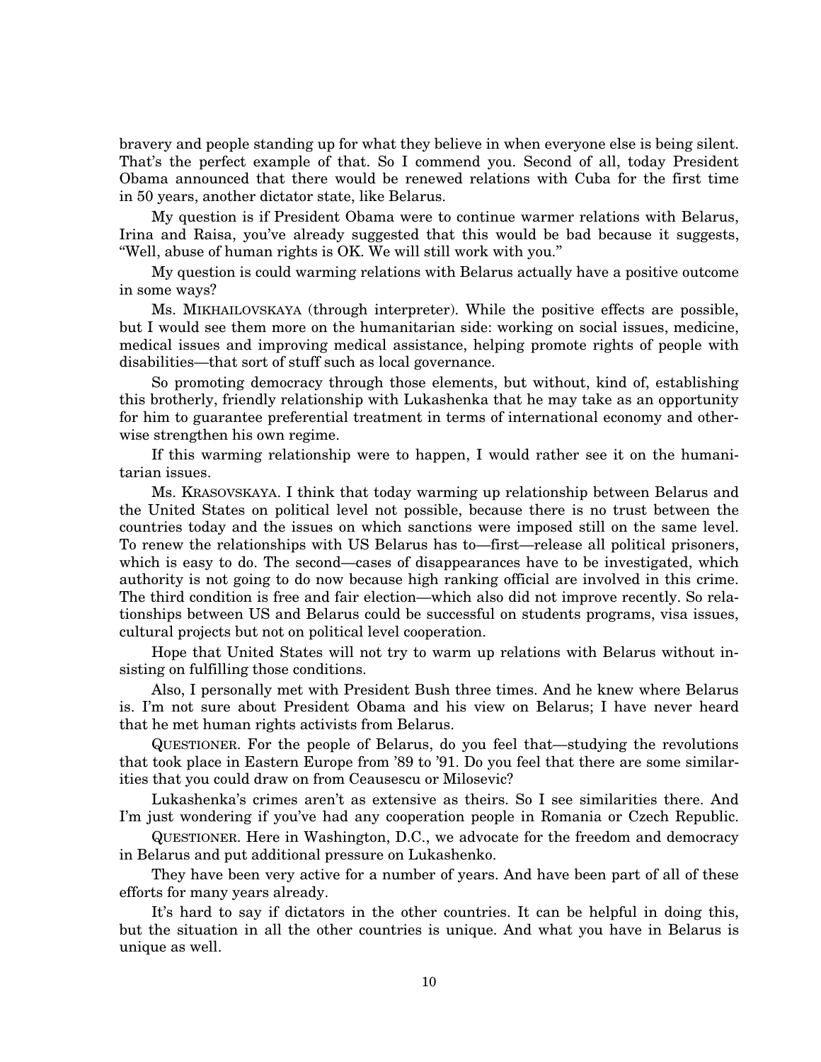bravery and people standing up for what they believe in when everyone else is being silent. That's the perfect example of that. So I commend you. Second of all, today President Obama announced that there would be renewed relations with Cuba for the first time in 50 years, another dictator state, like Belarus.

My question is if President Obama were to continue warmer relations with Belarus, Irina and Raisa, you've already suggested that this would be bad because it suggests, "Well, abuse of human rights is OK. We will still work with you."

My question is could warming relations with Belarus actually have a positive outcome in some ways?

Ms. MIKHAILOVSKAYA (through interpreter). While the positive effects are possible, but I would see them more on the humanitarian side: working on social issues, medicine, medical issues and improving medical assistance, helping promote rights of people with disabilities—that sort of stuff such as local governance.

So promoting democracy through those elements, but without, kind of, establishing this brotherly, friendly relationship with Lukashenka that he may take as an opportunity for him to guarantee preferential treatment in terms of international economy and otherwise strengthen his own regime.

If this warming relationship were to happen, I would rather see it on the humanitarian issues.

Ms. KRASOVSKAYA. I think that today warming up relationship between Belarus and the United States on political level not possible, because there is no trust between the countries today and the issues on which sanctions were imposed still on the same level. To renew the relationships with US Belarus has to—first—release all political prisoners, which is easy to do. The second—cases of disappearances have to be investigated, which authority is not going to do now because high ranking official are involved in this crime. The third condition is free and fair election—which also did not improve recently. So relationships between US and Belarus could be successful on students programs, visa issues, cultural projects but not on political level cooperation.

Hope that United States will not try to warm up relations with Belarus without insisting on fulfilling those conditions.

Also, I personally met with President Bush three times. And he knew where Belarus is. I'm not sure about President Obama and his view on Belarus; I have never heard that he met human rights activists from Belarus.

QUESTIONER. For the people of Belarus, do you feel that—studying the revolutions that took place in Eastern Europe from '89 to '91. Do you feel that there are some similarities that you could draw on from Ceausescu or Milosevic?

Lukashenka's crimes aren't as extensive as theirs. So I see similarities there. And I'm just wondering if you've had any cooperation people in Romania or Czech Republic.

QUESTIONER. Here in Washington, D.C., we advocate for the freedom and democracy in Belarus and put additional pressure on Lukashenko.

They have been very active for a number of years. And have been part of all of these efforts for many years already.

It's hard to say if dictators in the other countries. It can be helpful in doing this, but the situation in all the other countries is unique. And what you have in Belarus is unique as well.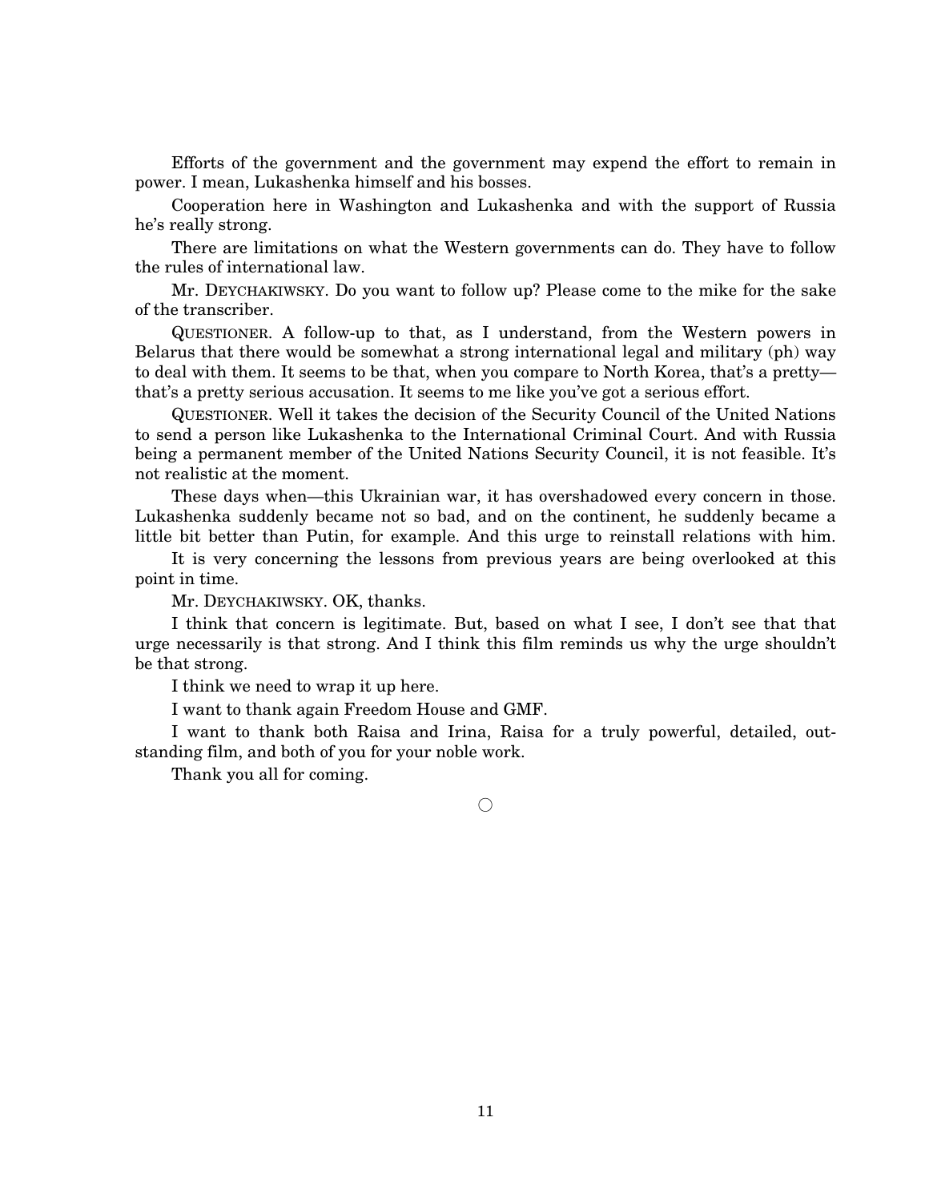Efforts of the government and the government may expend the effort to remain in power. I mean, Lukashenka himself and his bosses.

Cooperation here in Washington and Lukashenka and with the support of Russia he's really strong.

There are limitations on what the Western governments can do. They have to follow the rules of international law.

Mr. DEYCHAKIWSKY. Do you want to follow up? Please come to the mike for the sake of the transcriber.

QUESTIONER. A follow-up to that, as I understand, from the Western powers in Belarus that there would be somewhat a strong international legal and military (ph) way to deal with them. It seems to be that, when you compare to North Korea, that's a pretty— that's a pretty serious accusation. It seems to me like you've got a serious effort.

QUESTIONER. Well it takes the decision of the Security Council of the United Nations to send a person like Lukashenka to the International Criminal Court. And with Russia being a permanent member of the United Nations Security Council, it is not feasible. It's not realistic at the moment.

These days when—this Ukrainian war, it has overshadowed every concern in those. Lukashenka suddenly became not so bad, and on the continent, he suddenly became a little bit better than Putin, for example. And this urge to reinstall relations with him.

It is very concerning the lessons from previous years are being overlooked at this point in time.

Mr. DEYCHAKIWSKY. OK, thanks.

I think that concern is legitimate. But, based on what I see, I don't see that that urge necessarily is that strong. And I think this film reminds us why the urge shouldn't be that strong.

I think we need to wrap it up here.

I want to thank again Freedom House and GMF.

I want to thank both Raisa and Irina, Raisa for a truly powerful, detailed, outstanding film, and both of you for your noble work.

Thank you all for coming.

○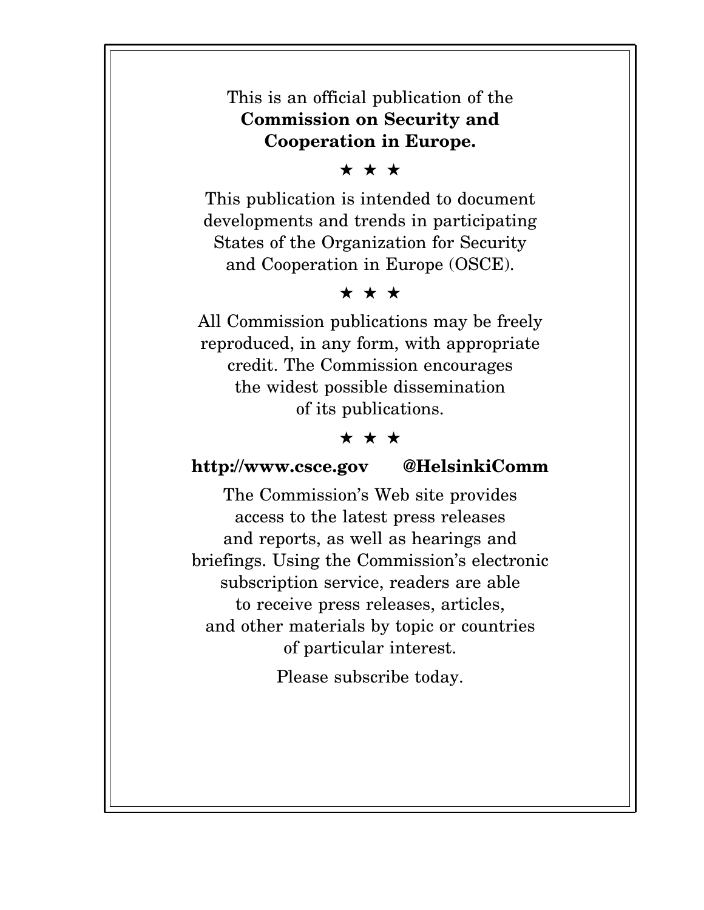This is an official publication of the
**Commission on Security and Cooperation in Europe.**

★ ★ ★

This publication is intended to document developments and trends in participating States of the Organization for Security and Cooperation in Europe (OSCE).

★ ★ ★

All Commission publications may be freely reproduced, in any form, with appropriate credit. The Commission encourages the widest possible dissemination of its publications.

★ ★ ★

**http://www.csce.gov** **@HelsinkiComm**

The Commission's Web site provides access to the latest press releases and reports, as well as hearings and briefings. Using the Commission's electronic subscription service, readers are able to receive press releases, articles, and other materials by topic or countries of particular interest.

Please subscribe today.